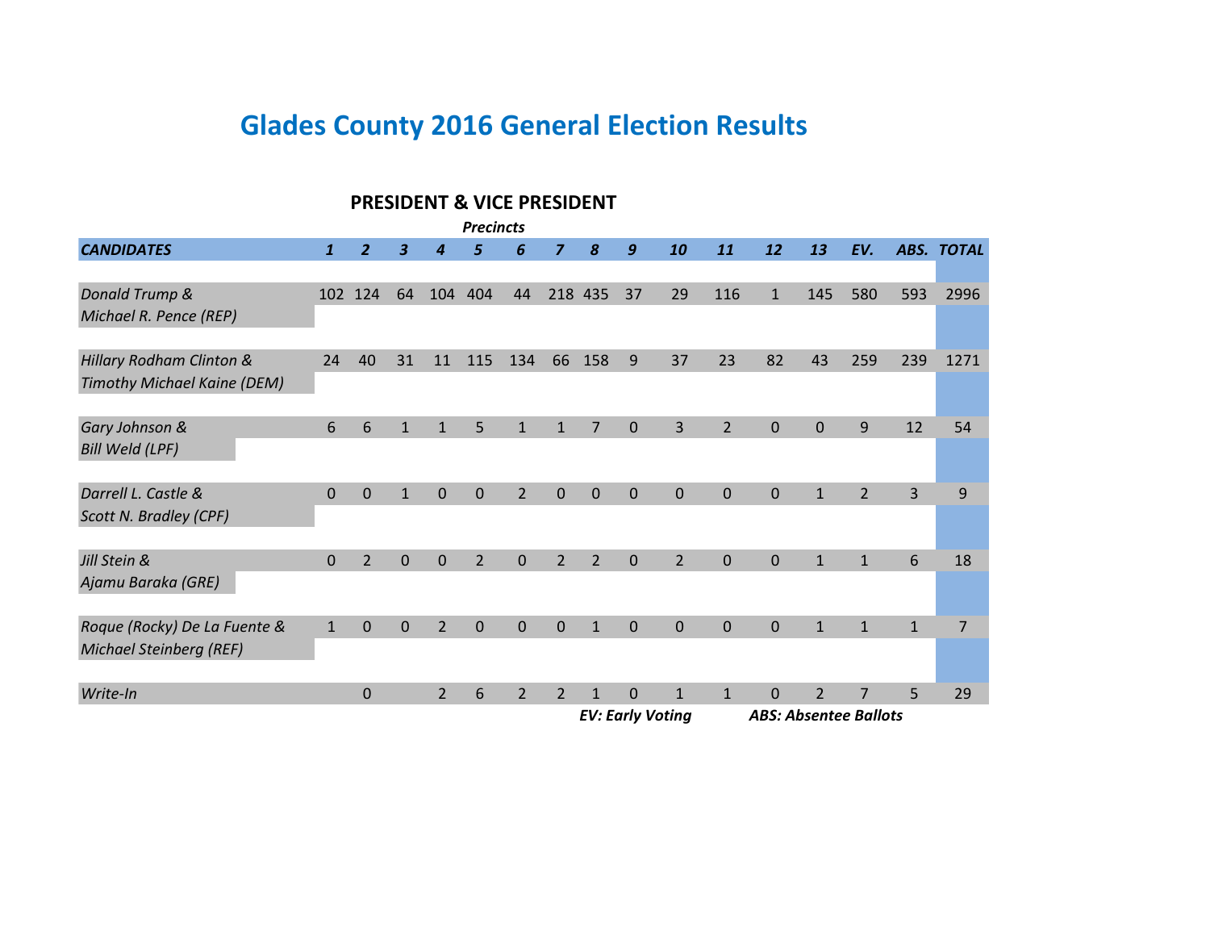# Glades County 2016 General Election Results

## PRESIDENT & VICE PRESIDENT

*Precincts*

| *CANDIDATES* | *1* | *2* | *3* | *4* | *5* | *6* | *7* | *8* | *9* | *10* | *11* | *12* | *13* | *EV.* | *ABS.* | *TOTAL* |
|---|---|---|---|---|---|---|---|---|---|---|---|---|---|---|---|---|
| *Donald Trump & Michael R. Pence (REP)* | 102 | 124 | 64 | 104 | 404 | 44 | 218 | 435 | 37 | 29 | 116 | 1 | 145 | 580 | 593 | 2996 |
| *Hillary Rodham Clinton & Timothy Michael Kaine (DEM)* | 24 | 40 | 31 | 11 | 115 | 134 | 66 | 158 | 9 | 37 | 23 | 82 | 43 | 259 | 239 | 1271 |
| *Gary Johnson & Bill Weld (LPF)* | 6 | 6 | 1 | 1 | 5 | 1 | 1 | 7 | 0 | 3 | 2 | 0 | 0 | 9 | 12 | 54 |
| *Darrell L. Castle & Scott N. Bradley (CPF)* | 0 | 0 | 1 | 0 | 0 | 2 | 0 | 0 | 0 | 0 | 0 | 0 | 1 | 2 | 3 | 9 |
| *Jill Stein & Ajamu Baraka (GRE)* | 0 | 2 | 0 | 0 | 2 | 0 | 2 | 2 | 0 | 2 | 0 | 0 | 1 | 1 | 6 | 18 |
| *Roque (Rocky) De La Fuente & Michael Steinberg (REF)* | 1 | 0 | 0 | 2 | 0 | 0 | 0 | 1 | 0 | 0 | 0 | 0 | 1 | 1 | 1 | 7 |
| *Write-In* | | 0 | | 2 | 6 | 2 | 2 | 1 | 0 | 1 | 1 | 0 | 2 | 7 | 5 | 29 |

***EV: Early Voting*** ***ABS: Absentee Ballots***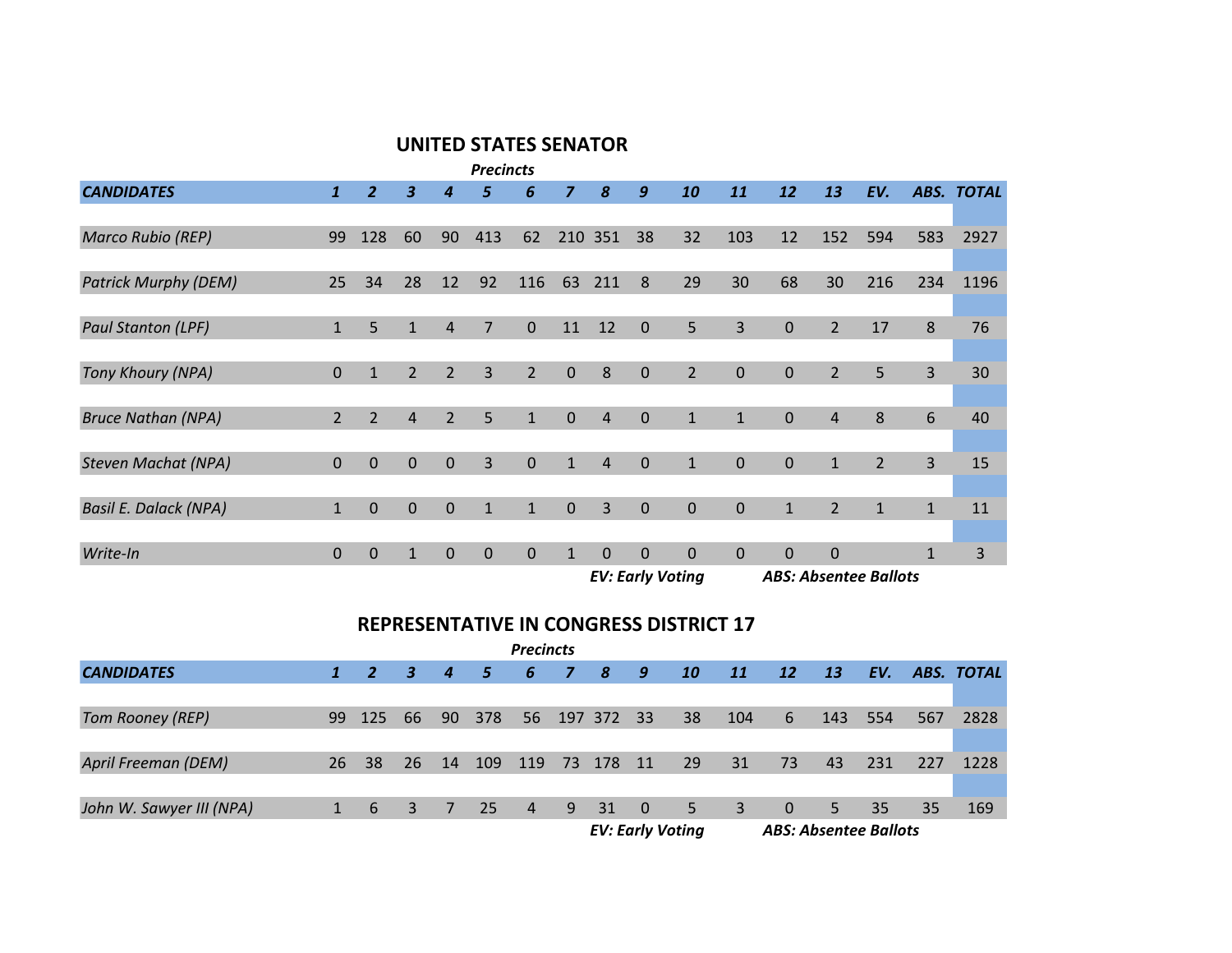## UNITED STATES SENATOR

*Precincts*

| *CANDIDATES* | *1* | *2* | *3* | *4* | *5* | *6* | *7* | *8* | *9* | *10* | *11* | *12* | *13* | *EV.* | *ABS.* | *TOTAL* |
|---|---|---|---|---|---|---|---|---|---|---|---|---|---|---|---|---|
| *Marco Rubio (REP)* | 99 | 128 | 60 | 90 | 413 | 62 | 210 | 351 | 38 | 32 | 103 | 12 | 152 | 594 | 583 | 2927 |
| *Patrick Murphy (DEM)* | 25 | 34 | 28 | 12 | 92 | 116 | 63 | 211 | 8 | 29 | 30 | 68 | 30 | 216 | 234 | 1196 |
| *Paul Stanton (LPF)* | 1 | 5 | 1 | 4 | 7 | 0 | 11 | 12 | 0 | 5 | 3 | 0 | 2 | 17 | 8 | 76 |
| *Tony Khoury (NPA)* | 0 | 1 | 2 | 2 | 3 | 2 | 0 | 8 | 0 | 2 | 0 | 0 | 2 | 5 | 3 | 30 |
| *Bruce Nathan (NPA)* | 2 | 2 | 4 | 2 | 5 | 1 | 0 | 4 | 0 | 1 | 1 | 0 | 4 | 8 | 6 | 40 |
| *Steven Machat (NPA)* | 0 | 0 | 0 | 0 | 3 | 0 | 1 | 4 | 0 | 1 | 0 | 0 | 1 | 2 | 3 | 15 |
| *Basil E. Dalack (NPA)* | 1 | 0 | 0 | 0 | 1 | 1 | 0 | 3 | 0 | 0 | 0 | 1 | 2 | 1 | 1 | 11 |
| *Write-In* | 0 | 0 | 1 | 0 | 0 | 0 | 1 | 0 | 0 | 0 | 0 | 0 | 0 | | 1 | 3 |

***EV: Early Voting*** ***ABS: Absentee Ballots***

## REPRESENTATIVE IN CONGRESS DISTRICT 17

*Precincts*

| *CANDIDATES* | *1* | *2* | *3* | *4* | *5* | *6* | *7* | *8* | *9* | *10* | *11* | *12* | *13* | *EV.* | *ABS.* | *TOTAL* |
|---|---|---|---|---|---|---|---|---|---|---|---|---|---|---|---|---|
| *Tom Rooney (REP)* | 99 | 125 | 66 | 90 | 378 | 56 | 197 | 372 | 33 | 38 | 104 | 6 | 143 | 554 | 567 | 2828 |
| *April Freeman (DEM)* | 26 | 38 | 26 | 14 | 109 | 119 | 73 | 178 | 11 | 29 | 31 | 73 | 43 | 231 | 227 | 1228 |
| *John W. Sawyer III (NPA)* | 1 | 6 | 3 | 7 | 25 | 4 | 9 | 31 | 0 | 5 | 3 | 0 | 5 | 35 | 35 | 169 |

***EV: Early Voting*** ***ABS: Absentee Ballots***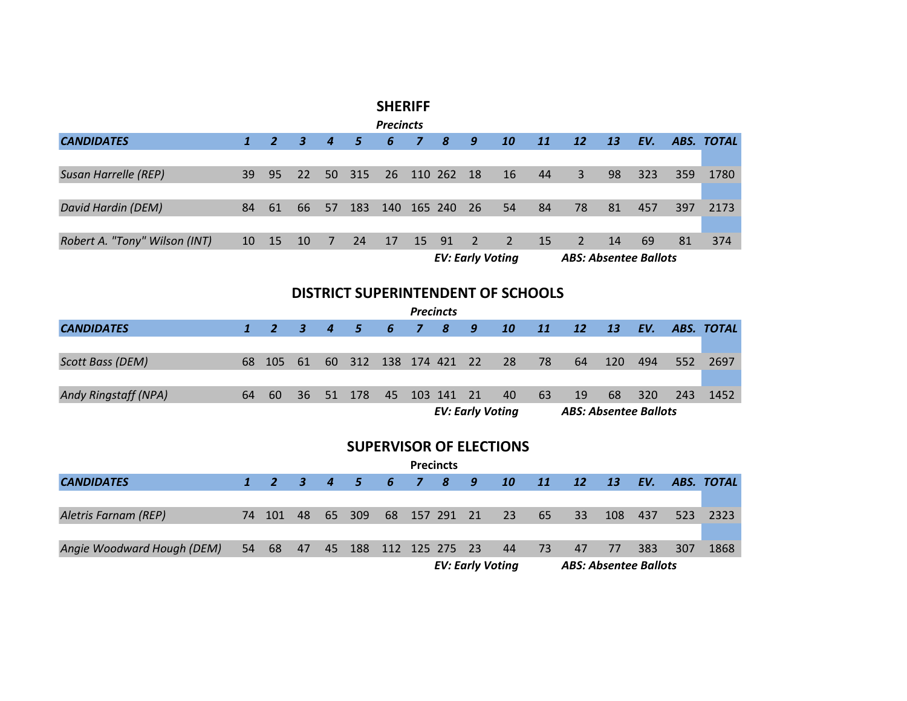## SHERIFF

***Precincts***

| ***CANDIDATES*** | ***1*** | ***2*** | ***3*** | ***4*** | ***5*** | ***6*** | ***7*** | ***8*** | ***9*** | ***10*** | ***11*** | ***12*** | ***13*** | ***EV.*** | ***ABS.*** | ***TOTAL*** |
|---|---|---|---|---|---|---|---|---|---|---|---|---|---|---|---|---|
| *Susan Harrelle (REP)* | 39 | 95 | 22 | 50 | 315 | 26 | 110 | 262 | 18 | 16 | 44 | 3 | 98 | 323 | 359 | 1780 |
| *David Hardin (DEM)* | 84 | 61 | 66 | 57 | 183 | 140 | 165 | 240 | 26 | 54 | 84 | 78 | 81 | 457 | 397 | 2173 |
| *Robert A. "Tony" Wilson (INT)* | 10 | 15 | 10 | 7 | 24 | 17 | 15 | 91 | 2 | 2 | 15 | 2 | 14 | 69 | 81 | 374 |

***EV: Early Voting*** ***ABS: Absentee Ballots***

## DISTRICT SUPERINTENDENT OF SCHOOLS

***Precincts***

| ***CANDIDATES*** | ***1*** | ***2*** | ***3*** | ***4*** | ***5*** | ***6*** | ***7*** | ***8*** | ***9*** | ***10*** | ***11*** | ***12*** | ***13*** | ***EV.*** | ***ABS.*** | ***TOTAL*** |
|---|---|---|---|---|---|---|---|---|---|---|---|---|---|---|---|---|
| *Scott Bass (DEM)* | 68 | 105 | 61 | 60 | 312 | 138 | 174 | 421 | 22 | 28 | 78 | 64 | 120 | 494 | 552 | 2697 |
| *Andy Ringstaff (NPA)* | 64 | 60 | 36 | 51 | 178 | 45 | 103 | 141 | 21 | 40 | 63 | 19 | 68 | 320 | 243 | 1452 |

***EV: Early Voting*** ***ABS: Absentee Ballots***

## SUPERVISOR OF ELECTIONS

**Precincts**

| ***CANDIDATES*** | ***1*** | ***2*** | ***3*** | ***4*** | ***5*** | ***6*** | ***7*** | ***8*** | ***9*** | ***10*** | ***11*** | ***12*** | ***13*** | ***EV.*** | ***ABS.*** | ***TOTAL*** |
|---|---|---|---|---|---|---|---|---|---|---|---|---|---|---|---|---|
| *Aletris Farnam (REP)* | 74 | 101 | 48 | 65 | 309 | 68 | 157 | 291 | 21 | 23 | 65 | 33 | 108 | 437 | 523 | 2323 |
| *Angie Woodward Hough (DEM)* | 54 | 68 | 47 | 45 | 188 | 112 | 125 | 275 | 23 | 44 | 73 | 47 | 77 | 383 | 307 | 1868 |

***EV: Early Voting*** ***ABS: Absentee Ballots***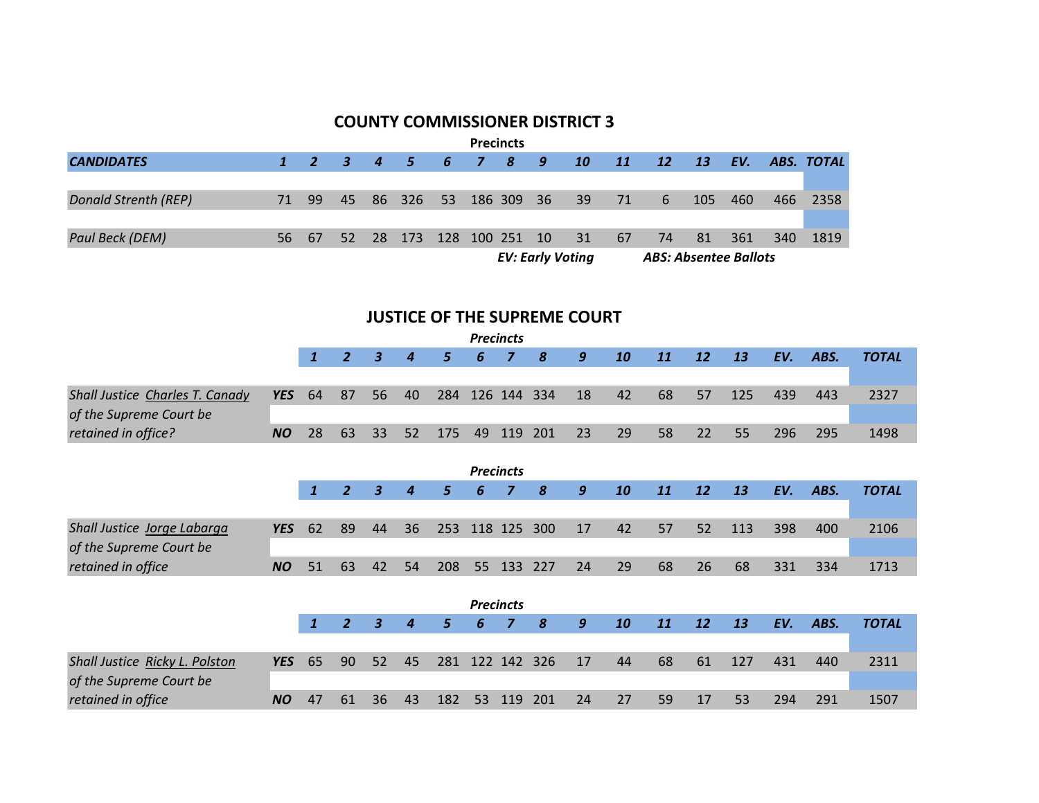## COUNTY COMMISSIONER DISTRICT 3

Precincts

| *CANDIDATES* | *1* | *2* | *3* | *4* | *5* | *6* | *7* | *8* | *9* | *10* | *11* | *12* | *13* | *EV.* | *ABS.* | *TOTAL* |
|---|---|---|---|---|---|---|---|---|---|---|---|---|---|---|---|---|
| *Donald Strenth (REP)* | 71 | 99 | 45 | 86 | 326 | 53 | 186 | 309 | 36 | 39 | 71 | 6 | 105 | 460 | 466 | 2358 |
| *Paul Beck (DEM)* | 56 | 67 | 52 | 28 | 173 | 128 | 100 | 251 | 10 | 31 | 67 | 74 | 81 | 361 | 340 | 1819 |

***EV: Early Voting*** ***ABS: Absentee Ballots***

## JUSTICE OF THE SUPREME COURT

*Precincts*

| | | *1* | *2* | *3* | *4* | *5* | *6* | *7* | *8* | *9* | *10* | *11* | *12* | *13* | *EV.* | *ABS.* | *TOTAL* |
|---|---|---|---|---|---|---|---|---|---|---|---|---|---|---|---|---|---|
| *Shall Justice Charles T. Canady of the Supreme Court be retained in office?* | ***YES*** | 64 | 87 | 56 | 40 | 284 | 126 | 144 | 334 | 18 | 42 | 68 | 57 | 125 | 439 | 443 | 2327 |
| | ***NO*** | 28 | 63 | 33 | 52 | 175 | 49 | 119 | 201 | 23 | 29 | 58 | 22 | 55 | 296 | 295 | 1498 |

*Precincts*

| | | *1* | *2* | *3* | *4* | *5* | *6* | *7* | *8* | *9* | *10* | *11* | *12* | *13* | *EV.* | *ABS.* | *TOTAL* |
|---|---|---|---|---|---|---|---|---|---|---|---|---|---|---|---|---|---|
| *Shall Justice Jorge Labarga of the Supreme Court be retained in office* | ***YES*** | 62 | 89 | 44 | 36 | 253 | 118 | 125 | 300 | 17 | 42 | 57 | 52 | 113 | 398 | 400 | 2106 |
| | ***NO*** | 51 | 63 | 42 | 54 | 208 | 55 | 133 | 227 | 24 | 29 | 68 | 26 | 68 | 331 | 334 | 1713 |

*Precincts*

| | | *1* | *2* | *3* | *4* | *5* | *6* | *7* | *8* | *9* | *10* | *11* | *12* | *13* | *EV.* | *ABS.* | *TOTAL* |
|---|---|---|---|---|---|---|---|---|---|---|---|---|---|---|---|---|---|
| *Shall Justice Ricky L. Polston of the Supreme Court be retained in office* | ***YES*** | 65 | 90 | 52 | 45 | 281 | 122 | 142 | 326 | 17 | 44 | 68 | 61 | 127 | 431 | 440 | 2311 |
| | ***NO*** | 47 | 61 | 36 | 43 | 182 | 53 | 119 | 201 | 24 | 27 | 59 | 17 | 53 | 294 | 291 | 1507 |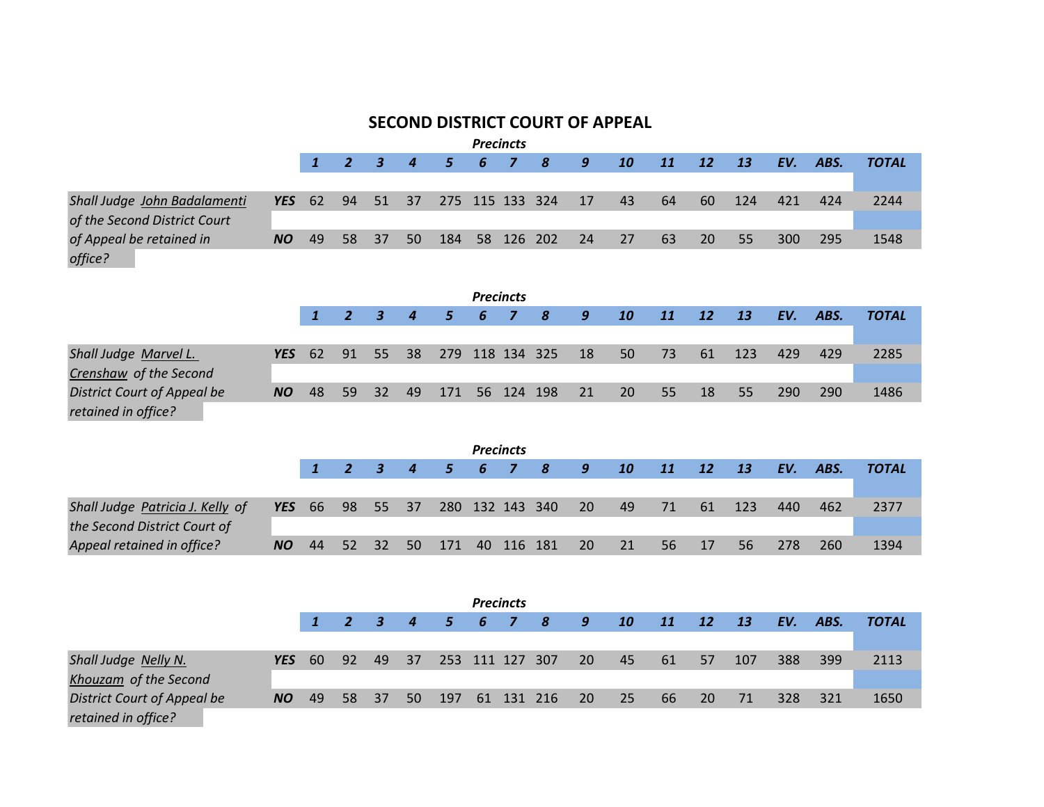## SECOND DISTRICT COURT OF APPEAL

***Precincts***

| | | 1 | 2 | 3 | 4 | 5 | 6 | 7 | 8 | 9 | 10 | 11 | 12 | 13 | EV. | ABS. | TOTAL |
|---|---|---|---|---|---|---|---|---|---|---|---|---|---|---|---|---|---|
| *Shall Judge John Badalamenti of the Second District Court of Appeal be retained in office?* | ***YES*** | 62 | 94 | 51 | 37 | 275 | 115 | 133 | 324 | 17 | 43 | 64 | 60 | 124 | 421 | 424 | 2244 |
| | ***NO*** | 49 | 58 | 37 | 50 | 184 | 58 | 126 | 202 | 24 | 27 | 63 | 20 | 55 | 300 | 295 | 1548 |

***Precincts***

| | | 1 | 2 | 3 | 4 | 5 | 6 | 7 | 8 | 9 | 10 | 11 | 12 | 13 | EV. | ABS. | TOTAL |
|---|---|---|---|---|---|---|---|---|---|---|---|---|---|---|---|---|---|
| *Shall Judge Marvel L. Crenshaw of the Second District Court of Appeal be retained in office?* | ***YES*** | 62 | 91 | 55 | 38 | 279 | 118 | 134 | 325 | 18 | 50 | 73 | 61 | 123 | 429 | 429 | 2285 |
| | ***NO*** | 48 | 59 | 32 | 49 | 171 | 56 | 124 | 198 | 21 | 20 | 55 | 18 | 55 | 290 | 290 | 1486 |

***Precincts***

| | | 1 | 2 | 3 | 4 | 5 | 6 | 7 | 8 | 9 | 10 | 11 | 12 | 13 | EV. | ABS. | TOTAL |
|---|---|---|---|---|---|---|---|---|---|---|---|---|---|---|---|---|---|
| *Shall Judge Patricia J. Kelly of the Second District Court of Appeal retained in office?* | ***YES*** | 66 | 98 | 55 | 37 | 280 | 132 | 143 | 340 | 20 | 49 | 71 | 61 | 123 | 440 | 462 | 2377 |
| | ***NO*** | 44 | 52 | 32 | 50 | 171 | 40 | 116 | 181 | 20 | 21 | 56 | 17 | 56 | 278 | 260 | 1394 |

***Precincts***

| | | 1 | 2 | 3 | 4 | 5 | 6 | 7 | 8 | 9 | 10 | 11 | 12 | 13 | EV. | ABS. | TOTAL |
|---|---|---|---|---|---|---|---|---|---|---|---|---|---|---|---|---|---|
| *Shall Judge Nelly N. Khouzam of the Second District Court of Appeal be retained in office?* | ***YES*** | 60 | 92 | 49 | 37 | 253 | 111 | 127 | 307 | 20 | 45 | 61 | 57 | 107 | 388 | 399 | 2113 |
| | ***NO*** | 49 | 58 | 37 | 50 | 197 | 61 | 131 | 216 | 20 | 25 | 66 | 20 | 71 | 328 | 321 | 1650 |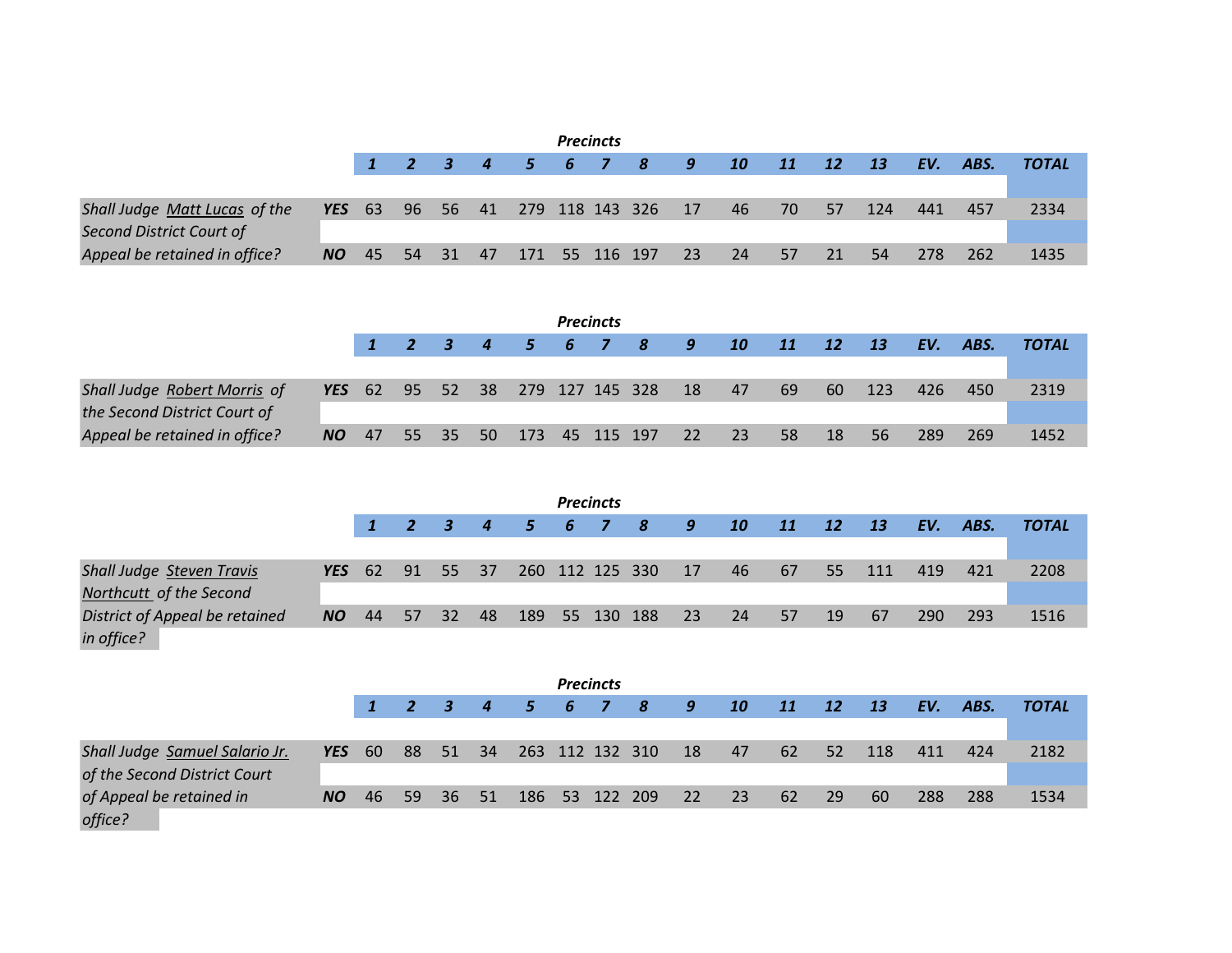| | | Precincts | | | | | | | | | | | | | | | |
|---|---|---|---|---|---|---|---|---|---|---|---|---|---|---|---|---|---|
| | | ***1*** | ***2*** | ***3*** | ***4*** | ***5*** | ***6*** | ***7*** | ***8*** | ***9*** | ***10*** | ***11*** | ***12*** | ***13*** | ***EV.*** | ***ABS.*** | ***TOTAL*** |
| *Shall Judge <u>Matt Lucas</u> of the Second District Court of Appeal be retained in office?* | ***YES*** | 63 | 96 | 56 | 41 | 279 | 118 | 143 | 326 | 17 | 46 | 70 | 57 | 124 | 441 | 457 | 2334 |
| | ***NO*** | 45 | 54 | 31 | 47 | 171 | 55 | 116 | 197 | 23 | 24 | 57 | 21 | 54 | 278 | 262 | 1435 |

| | | Precincts | | | | | | | | | | | | | | | |
|---|---|---|---|---|---|---|---|---|---|---|---|---|---|---|---|---|---|
| | | ***1*** | ***2*** | ***3*** | ***4*** | ***5*** | ***6*** | ***7*** | ***8*** | ***9*** | ***10*** | ***11*** | ***12*** | ***13*** | ***EV.*** | ***ABS.*** | ***TOTAL*** |
| *Shall Judge <u>Robert Morris</u> of the Second District Court of Appeal be retained in office?* | ***YES*** | 62 | 95 | 52 | 38 | 279 | 127 | 145 | 328 | 18 | 47 | 69 | 60 | 123 | 426 | 450 | 2319 |
| | ***NO*** | 47 | 55 | 35 | 50 | 173 | 45 | 115 | 197 | 22 | 23 | 58 | 18 | 56 | 289 | 269 | 1452 |

| | | Precincts | | | | | | | | | | | | | | | |
|---|---|---|---|---|---|---|---|---|---|---|---|---|---|---|---|---|---|
| | | ***1*** | ***2*** | ***3*** | ***4*** | ***5*** | ***6*** | ***7*** | ***8*** | ***9*** | ***10*** | ***11*** | ***12*** | ***13*** | ***EV.*** | ***ABS.*** | ***TOTAL*** |
| *Shall Judge <u>Steven Travis Northcutt</u> of the Second District of Appeal be retained in office?* | ***YES*** | 62 | 91 | 55 | 37 | 260 | 112 | 125 | 330 | 17 | 46 | 67 | 55 | 111 | 419 | 421 | 2208 |
| | ***NO*** | 44 | 57 | 32 | 48 | 189 | 55 | 130 | 188 | 23 | 24 | 57 | 19 | 67 | 290 | 293 | 1516 |

| | | Precincts | | | | | | | | | | | | | | | |
|---|---|---|---|---|---|---|---|---|---|---|---|---|---|---|---|---|---|
| | | ***1*** | ***2*** | ***3*** | ***4*** | ***5*** | ***6*** | ***7*** | ***8*** | ***9*** | ***10*** | ***11*** | ***12*** | ***13*** | ***EV.*** | ***ABS.*** | ***TOTAL*** |
| *Shall Judge <u>Samuel Salario Jr.</u> of the Second District Court of Appeal be retained in office?* | ***YES*** | 60 | 88 | 51 | 34 | 263 | 112 | 132 | 310 | 18 | 47 | 62 | 52 | 118 | 411 | 424 | 2182 |
| | ***NO*** | 46 | 59 | 36 | 51 | 186 | 53 | 122 | 209 | 22 | 23 | 62 | 29 | 60 | 288 | 288 | 1534 |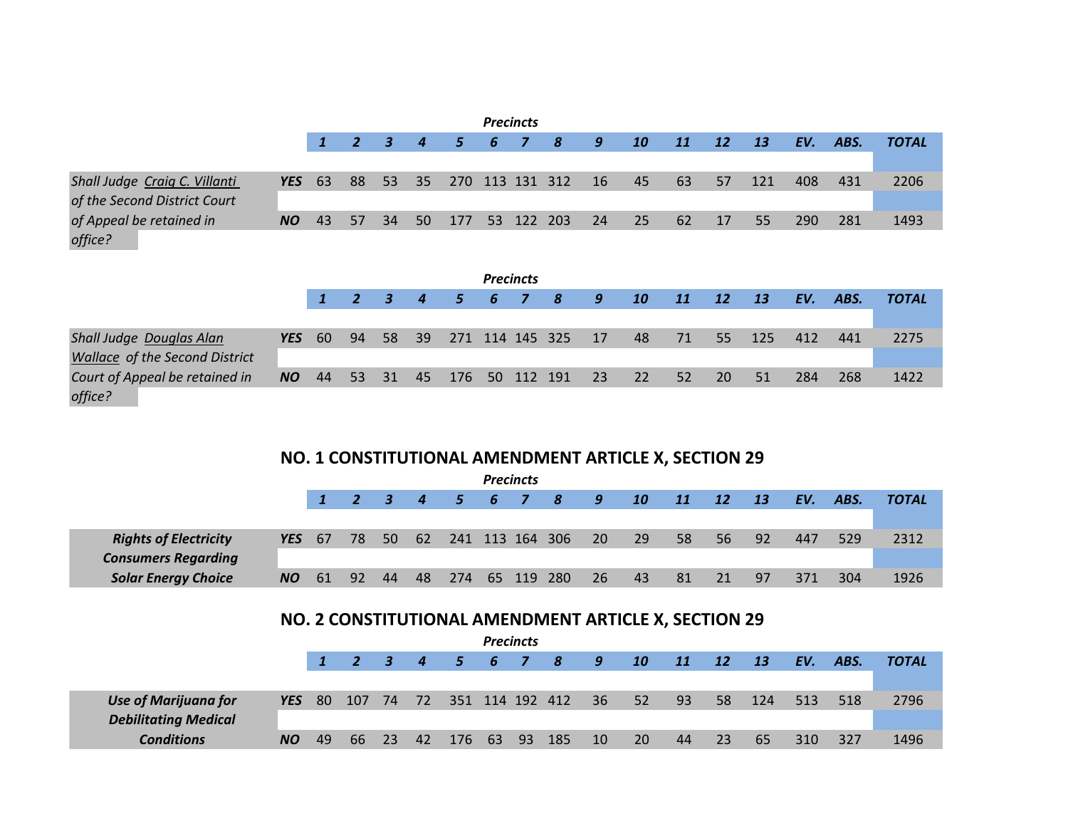| | | Precincts | | | | | | | | | | | | | | | |
|---|---|---|---|---|---|---|---|---|---|---|---|---|---|---|---|---|---|
| | | **1** | **2** | **3** | **4** | **5** | **6** | **7** | **8** | **9** | **10** | **11** | **12** | **13** | **EV.** | **ABS.** | **TOTAL** |
| *Shall Judge Craig C. Villanti of the Second District Court of Appeal be retained in office?* | **YES** | 63 | 88 | 53 | 35 | 270 | 113 | 131 | 312 | 16 | 45 | 63 | 57 | 121 | 408 | 431 | 2206 |
| | **NO** | 43 | 57 | 34 | 50 | 177 | 53 | 122 | 203 | 24 | 25 | 62 | 17 | 55 | 290 | 281 | 1493 |

| | | Precincts | | | | | | | | | | | | | | | |
|---|---|---|---|---|---|---|---|---|---|---|---|---|---|---|---|---|---|
| | | **1** | **2** | **3** | **4** | **5** | **6** | **7** | **8** | **9** | **10** | **11** | **12** | **13** | **EV.** | **ABS.** | **TOTAL** |
| *Shall Judge Douglas Alan Wallace of the Second District Court of Appeal be retained in office?* | **YES** | 60 | 94 | 58 | 39 | 271 | 114 | 145 | 325 | 17 | 48 | 71 | 55 | 125 | 412 | 441 | 2275 |
| | **NO** | 44 | 53 | 31 | 45 | 176 | 50 | 112 | 191 | 23 | 22 | 52 | 20 | 51 | 284 | 268 | 1422 |

## NO. 1 CONSTITUTIONAL AMENDMENT ARTICLE X, SECTION 29

| | | Precincts | | | | | | | | | | | | | | | |
|---|---|---|---|---|---|---|---|---|---|---|---|---|---|---|---|---|---|
| | | **1** | **2** | **3** | **4** | **5** | **6** | **7** | **8** | **9** | **10** | **11** | **12** | **13** | **EV.** | **ABS.** | **TOTAL** |
| ***Rights of Electricity Consumers Regarding Solar Energy Choice*** | **YES** | 67 | 78 | 50 | 62 | 241 | 113 | 164 | 306 | 20 | 29 | 58 | 56 | 92 | 447 | 529 | 2312 |
| | **NO** | 61 | 92 | 44 | 48 | 274 | 65 | 119 | 280 | 26 | 43 | 81 | 21 | 97 | 371 | 304 | 1926 |

## NO. 2 CONSTITUTIONAL AMENDMENT ARTICLE X, SECTION 29

| | | Precincts | | | | | | | | | | | | | | | |
|---|---|---|---|---|---|---|---|---|---|---|---|---|---|---|---|---|---|
| | | **1** | **2** | **3** | **4** | **5** | **6** | **7** | **8** | **9** | **10** | **11** | **12** | **13** | **EV.** | **ABS.** | **TOTAL** |
| ***Use of Marijuana for Debilitating Medical Conditions*** | **YES** | 80 | 107 | 74 | 72 | 351 | 114 | 192 | 412 | 36 | 52 | 93 | 58 | 124 | 513 | 518 | 2796 |
| | **NO** | 49 | 66 | 23 | 42 | 176 | 63 | 93 | 185 | 10 | 20 | 44 | 23 | 65 | 310 | 327 | 1496 |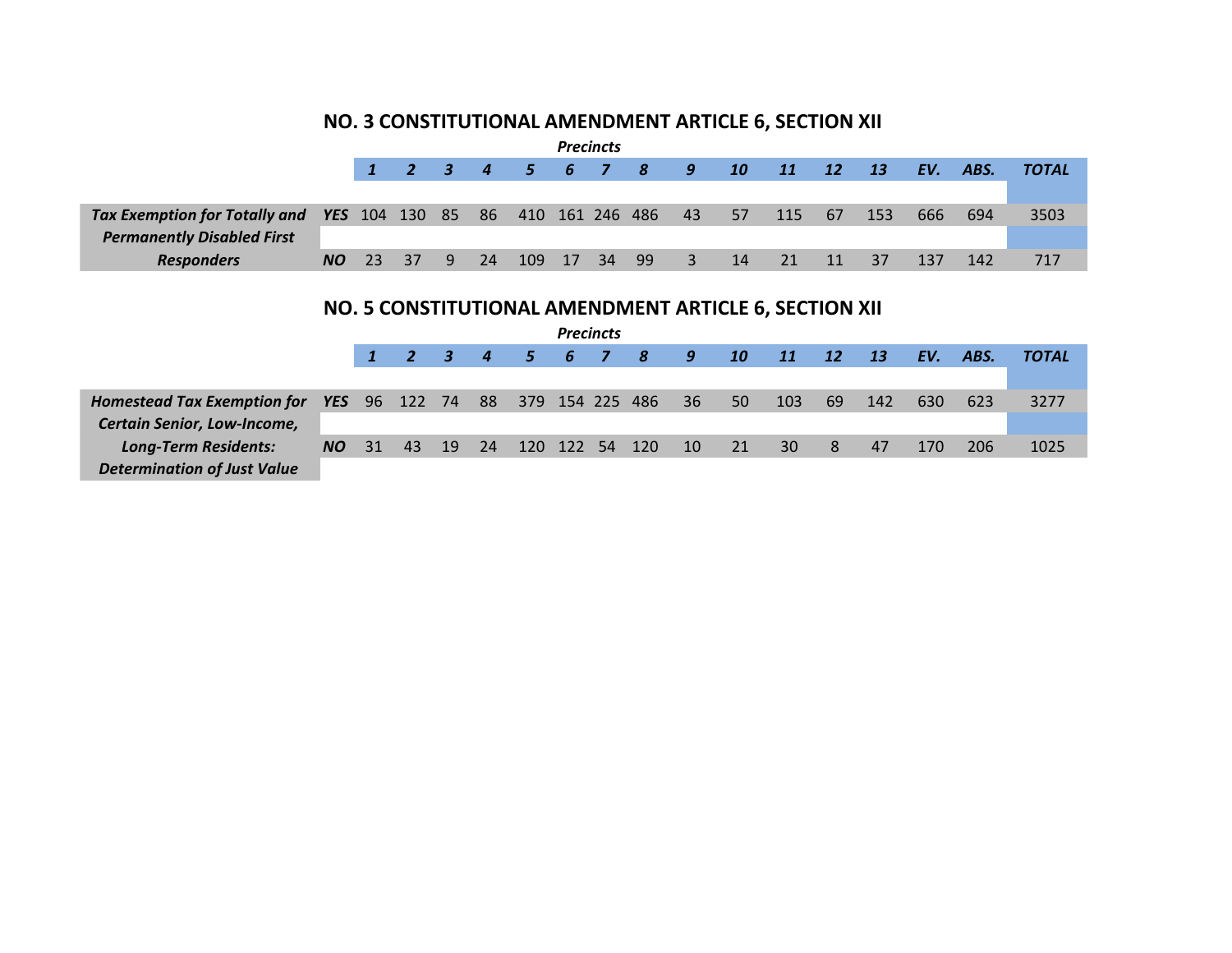## NO. 3 CONSTITUTIONAL AMENDMENT ARTICLE 6, SECTION XII

| | | *Precincts* | | | | | | | | | | | | | | | |
|---|---|---|---|---|---|---|---|---|---|---|---|---|---|---|---|---|---|
| | | ***1*** | ***2*** | ***3*** | ***4*** | ***5*** | ***6*** | ***7*** | ***8*** | ***9*** | ***10*** | ***11*** | ***12*** | ***13*** | ***EV.*** | ***ABS.*** | ***TOTAL*** |
| ***Tax Exemption for Totally and Permanently Disabled First Responders*** | ***YES*** | 104 | 130 | 85 | 86 | 410 | 161 | 246 | 486 | 43 | 57 | 115 | 67 | 153 | 666 | 694 | 3503 |
| | ***NO*** | 23 | 37 | 9 | 24 | 109 | 17 | 34 | 99 | 3 | 14 | 21 | 11 | 37 | 137 | 142 | 717 |

## NO. 5 CONSTITUTIONAL AMENDMENT ARTICLE 6, SECTION XII

| | | *Precincts* | | | | | | | | | | | | | | | |
|---|---|---|---|---|---|---|---|---|---|---|---|---|---|---|---|---|---|
| | | ***1*** | ***2*** | ***3*** | ***4*** | ***5*** | ***6*** | ***7*** | ***8*** | ***9*** | ***10*** | ***11*** | ***12*** | ***13*** | ***EV.*** | ***ABS.*** | ***TOTAL*** |
| ***Homestead Tax Exemption for Certain Senior, Low-Income, Long-Term Residents: Determination of Just Value*** | ***YES*** | 96 | 122 | 74 | 88 | 379 | 154 | 225 | 486 | 36 | 50 | 103 | 69 | 142 | 630 | 623 | 3277 |
| | ***NO*** | 31 | 43 | 19 | 24 | 120 | 122 | 54 | 120 | 10 | 21 | 30 | 8 | 47 | 170 | 206 | 1025 |